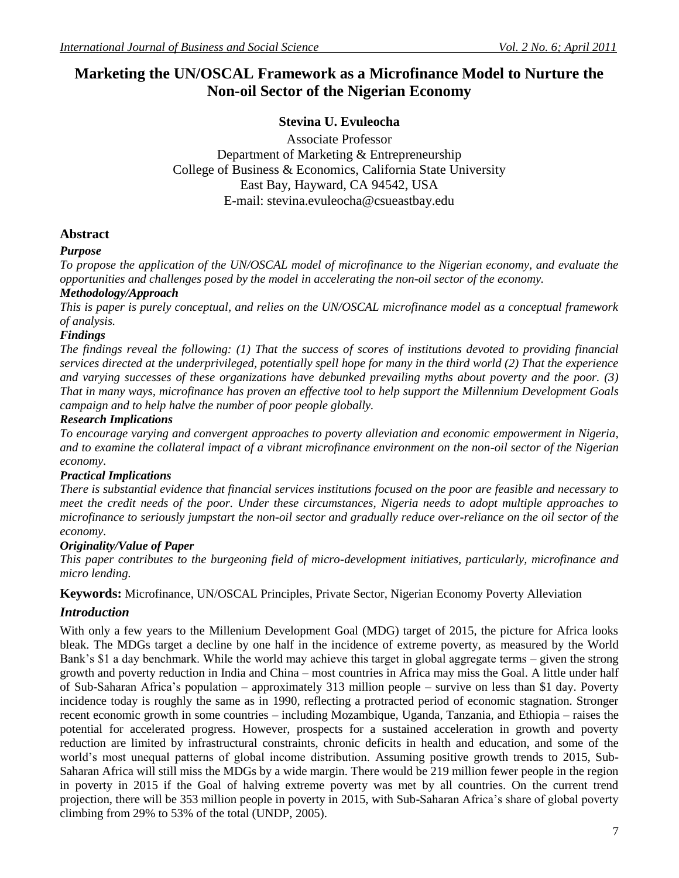# Marketing the UN/OSCAL Framework as a Microfinance Model to Nurture the Non-oil Sector of the Nigerian Economy

**Stevina U. Evuleocha**

Associate Professor
Department of Marketing & Entrepreneurship
College of Business & Economics, California State University
East Bay, Hayward, CA 94542, USA
E-mail: stevina.evuleocha@csueastbay.edu

## Abstract

### *Purpose*

*To propose the application of the UN/OSCAL model of microfinance to the Nigerian economy, and evaluate the opportunities and challenges posed by the model in accelerating the non-oil sector of the economy.*

### *Methodology/Approach*

*This is paper is purely conceptual, and relies on the UN/OSCAL microfinance model as a conceptual framework of analysis.*

### *Findings*

*The findings reveal the following: (1) That the success of scores of institutions devoted to providing financial services directed at the underprivileged, potentially spell hope for many in the third world (2) That the experience and varying successes of these organizations have debunked prevailing myths about poverty and the poor. (3) That in many ways, microfinance has proven an effective tool to help support the Millennium Development Goals campaign and to help halve the number of poor people globally.*

### *Research Implications*

*To encourage varying and convergent approaches to poverty alleviation and economic empowerment in Nigeria, and to examine the collateral impact of a vibrant microfinance environment on the non-oil sector of the Nigerian economy.*

### *Practical Implications*

*There is substantial evidence that financial services institutions focused on the poor are feasible and necessary to meet the credit needs of the poor. Under these circumstances, Nigeria needs to adopt multiple approaches to microfinance to seriously jumpstart the non-oil sector and gradually reduce over-reliance on the oil sector of the economy.*

### *Originality/Value of Paper*

*This paper contributes to the burgeoning field of micro-development initiatives, particularly, microfinance and micro lending.*

**Keywords:** Microfinance, UN/OSCAL Principles, Private Sector, Nigerian Economy Poverty Alleviation

## *Introduction*

With only a few years to the Millenium Development Goal (MDG) target of 2015, the picture for Africa looks bleak. The MDGs target a decline by one half in the incidence of extreme poverty, as measured by the World Bank's $1 a day benchmark. While the world may achieve this target in global aggregate terms – given the strong growth and poverty reduction in India and China – most countries in Africa may miss the Goal. A little under half of Sub-Saharan Africa's population – approximately 313 million people – survive on less than $1 day. Poverty incidence today is roughly the same as in 1990, reflecting a protracted period of economic stagnation. Stronger recent economic growth in some countries – including Mozambique, Uganda, Tanzania, and Ethiopia – raises the potential for accelerated progress. However, prospects for a sustained acceleration in growth and poverty reduction are limited by infrastructural constraints, chronic deficits in health and education, and some of the world's most unequal patterns of global income distribution. Assuming positive growth trends to 2015, Sub-Saharan Africa will still miss the MDGs by a wide margin. There would be 219 million fewer people in the region in poverty in 2015 if the Goal of halving extreme poverty was met by all countries. On the current trend projection, there will be 353 million people in poverty in 2015, with Sub-Saharan Africa's share of global poverty climbing from 29% to 53% of the total (UNDP, 2005).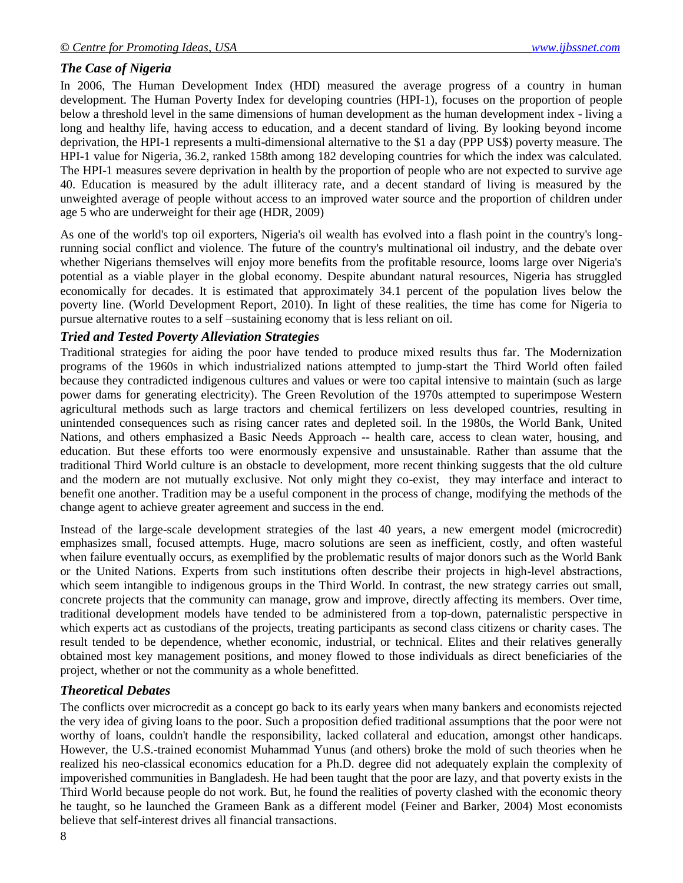### *The Case of Nigeria*

In 2006, The Human Development Index (HDI) measured the average progress of a country in human development. The Human Poverty Index for developing countries (HPI-1), focuses on the proportion of people below a threshold level in the same dimensions of human development as the human development index - living a long and healthy life, having access to education, and a decent standard of living. By looking beyond income deprivation, the HPI-1 represents a multi-dimensional alternative to the $1 a day (PPP US$) poverty measure. The HPI-1 value for Nigeria, 36.2, ranked 158th among 182 developing countries for which the index was calculated. The HPI-1 measures severe deprivation in health by the proportion of people who are not expected to survive age 40. Education is measured by the adult illiteracy rate, and a decent standard of living is measured by the unweighted average of people without access to an improved water source and the proportion of children under age 5 who are underweight for their age (HDR, 2009)

As one of the world's top oil exporters, Nigeria's oil wealth has evolved into a flash point in the country's long-running social conflict and violence. The future of the country's multinational oil industry, and the debate over whether Nigerians themselves will enjoy more benefits from the profitable resource, looms large over Nigeria's potential as a viable player in the global economy. Despite abundant natural resources, Nigeria has struggled economically for decades. It is estimated that approximately 34.1 percent of the population lives below the poverty line. (World Development Report, 2010). In light of these realities, the time has come for Nigeria to pursue alternative routes to a self –sustaining economy that is less reliant on oil.

### *Tried and Tested Poverty Alleviation Strategies*

Traditional strategies for aiding the poor have tended to produce mixed results thus far. The Modernization programs of the 1960s in which industrialized nations attempted to jump-start the Third World often failed because they contradicted indigenous cultures and values or were too capital intensive to maintain (such as large power dams for generating electricity). The Green Revolution of the 1970s attempted to superimpose Western agricultural methods such as large tractors and chemical fertilizers on less developed countries, resulting in unintended consequences such as rising cancer rates and depleted soil. In the 1980s, the World Bank, United Nations, and others emphasized a Basic Needs Approach -- health care, access to clean water, housing, and education. But these efforts too were enormously expensive and unsustainable. Rather than assume that the traditional Third World culture is an obstacle to development, more recent thinking suggests that the old culture and the modern are not mutually exclusive. Not only might they co-exist, they may interface and interact to benefit one another. Tradition may be a useful component in the process of change, modifying the methods of the change agent to achieve greater agreement and success in the end.

Instead of the large-scale development strategies of the last 40 years, a new emergent model (microcredit) emphasizes small, focused attempts. Huge, macro solutions are seen as inefficient, costly, and often wasteful when failure eventually occurs, as exemplified by the problematic results of major donors such as the World Bank or the United Nations. Experts from such institutions often describe their projects in high-level abstractions, which seem intangible to indigenous groups in the Third World. In contrast, the new strategy carries out small, concrete projects that the community can manage, grow and improve, directly affecting its members. Over time, traditional development models have tended to be administered from a top-down, paternalistic perspective in which experts act as custodians of the projects, treating participants as second class citizens or charity cases. The result tended to be dependence, whether economic, industrial, or technical. Elites and their relatives generally obtained most key management positions, and money flowed to those individuals as direct beneficiaries of the project, whether or not the community as a whole benefitted.

### *Theoretical Debates*

The conflicts over microcredit as a concept go back to its early years when many bankers and economists rejected the very idea of giving loans to the poor. Such a proposition defied traditional assumptions that the poor were not worthy of loans, couldn't handle the responsibility, lacked collateral and education, amongst other handicaps. However, the U.S.-trained economist Muhammad Yunus (and others) broke the mold of such theories when he realized his neo-classical economics education for a Ph.D. degree did not adequately explain the complexity of impoverished communities in Bangladesh. He had been taught that the poor are lazy, and that poverty exists in the Third World because people do not work. But, he found the realities of poverty clashed with the economic theory he taught, so he launched the Grameen Bank as a different model (Feiner and Barker, 2004) Most economists believe that self-interest drives all financial transactions.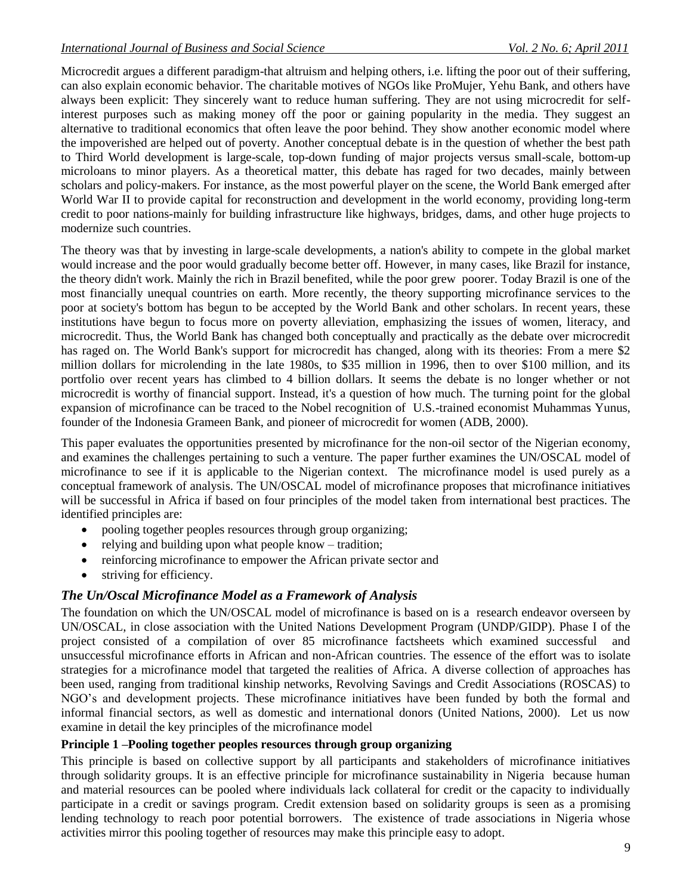Microcredit argues a different paradigm-that altruism and helping others, i.e. lifting the poor out of their suffering, can also explain economic behavior. The charitable motives of NGOs like ProMujer, Yehu Bank, and others have always been explicit: They sincerely want to reduce human suffering. They are not using microcredit for self-interest purposes such as making money off the poor or gaining popularity in the media. They suggest an alternative to traditional economics that often leave the poor behind. They show another economic model where the impoverished are helped out of poverty. Another conceptual debate is in the question of whether the best path to Third World development is large-scale, top-down funding of major projects versus small-scale, bottom-up microloans to minor players. As a theoretical matter, this debate has raged for two decades, mainly between scholars and policy-makers. For instance, as the most powerful player on the scene, the World Bank emerged after World War II to provide capital for reconstruction and development in the world economy, providing long-term credit to poor nations-mainly for building infrastructure like highways, bridges, dams, and other huge projects to modernize such countries.

The theory was that by investing in large-scale developments, a nation's ability to compete in the global market would increase and the poor would gradually become better off. However, in many cases, like Brazil for instance, the theory didn't work. Mainly the rich in Brazil benefited, while the poor grew poorer. Today Brazil is one of the most financially unequal countries on earth. More recently, the theory supporting microfinance services to the poor at society's bottom has begun to be accepted by the World Bank and other scholars. In recent years, these institutions have begun to focus more on poverty alleviation, emphasizing the issues of women, literacy, and microcredit. Thus, the World Bank has changed both conceptually and practically as the debate over microcredit has raged on. The World Bank's support for microcredit has changed, along with its theories: From a mere $2 million dollars for microlending in the late 1980s, to $35 million in 1996, then to over $100 million, and its portfolio over recent years has climbed to 4 billion dollars. It seems the debate is no longer whether or not microcredit is worthy of financial support. Instead, it's a question of how much. The turning point for the global expansion of microfinance can be traced to the Nobel recognition of U.S.-trained economist Muhammas Yunus, founder of the Indonesia Grameen Bank, and pioneer of microcredit for women (ADB, 2000).

This paper evaluates the opportunities presented by microfinance for the non-oil sector of the Nigerian economy, and examines the challenges pertaining to such a venture. The paper further examines the UN/OSCAL model of microfinance to see if it is applicable to the Nigerian context. The microfinance model is used purely as a conceptual framework of analysis. The UN/OSCAL model of microfinance proposes that microfinance initiatives will be successful in Africa if based on four principles of the model taken from international best practices. The identified principles are:

- pooling together peoples resources through group organizing;
- relying and building upon what people know – tradition;
- reinforcing microfinance to empower the African private sector and
- striving for efficiency.

## *The Un/Oscal Microfinance Model as a Framework of Analysis*

The foundation on which the UN/OSCAL model of microfinance is based on is a research endeavor overseen by UN/OSCAL, in close association with the United Nations Development Program (UNDP/GIDP). Phase I of the project consisted of a compilation of over 85 microfinance factsheets which examined successful and unsuccessful microfinance efforts in African and non-African countries. The essence of the effort was to isolate strategies for a microfinance model that targeted the realities of Africa. A diverse collection of approaches has been used, ranging from traditional kinship networks, Revolving Savings and Credit Associations (ROSCAS) to NGO's and development projects. These microfinance initiatives have been funded by both the formal and informal financial sectors, as well as domestic and international donors (United Nations, 2000). Let us now examine in detail the key principles of the microfinance model

**Principle 1 –Pooling together peoples resources through group organizing**

This principle is based on collective support by all participants and stakeholders of microfinance initiatives through solidarity groups. It is an effective principle for microfinance sustainability in Nigeria because human and material resources can be pooled where individuals lack collateral for credit or the capacity to individually participate in a credit or savings program. Credit extension based on solidarity groups is seen as a promising lending technology to reach poor potential borrowers. The existence of trade associations in Nigeria whose activities mirror this pooling together of resources may make this principle easy to adopt.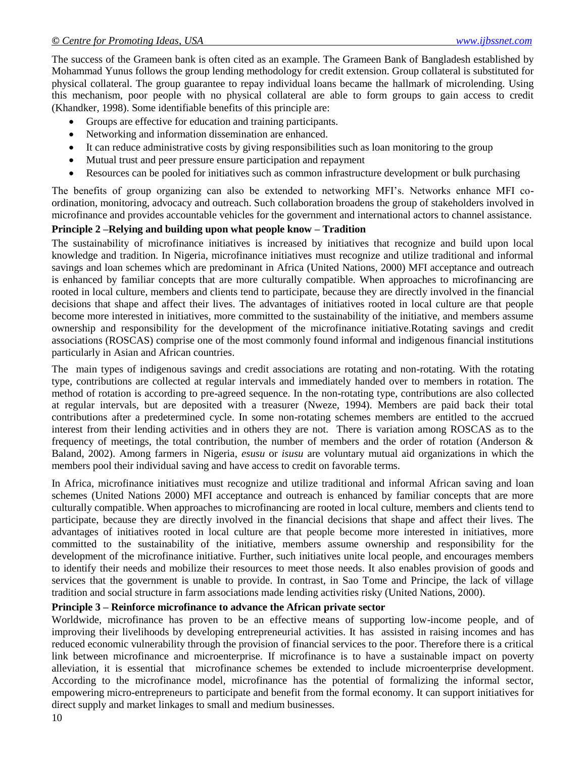The success of the Grameen bank is often cited as an example. The Grameen Bank of Bangladesh established by Mohammad Yunus follows the group lending methodology for credit extension. Group collateral is substituted for physical collateral. The group guarantee to repay individual loans became the hallmark of microlending. Using this mechanism, poor people with no physical collateral are able to form groups to gain access to credit (Khandker, 1998). Some identifiable benefits of this principle are:

- Groups are effective for education and training participants.
- Networking and information dissemination are enhanced.
- It can reduce administrative costs by giving responsibilities such as loan monitoring to the group
- Mutual trust and peer pressure ensure participation and repayment
- Resources can be pooled for initiatives such as common infrastructure development or bulk purchasing

The benefits of group organizing can also be extended to networking MFI's. Networks enhance MFI co-ordination, monitoring, advocacy and outreach. Such collaboration broadens the group of stakeholders involved in microfinance and provides accountable vehicles for the government and international actors to channel assistance.

**Principle 2 –Relying and building upon what people know – Tradition**

The sustainability of microfinance initiatives is increased by initiatives that recognize and build upon local knowledge and tradition. In Nigeria, microfinance initiatives must recognize and utilize traditional and informal savings and loan schemes which are predominant in Africa (United Nations, 2000) MFI acceptance and outreach is enhanced by familiar concepts that are more culturally compatible. When approaches to microfinancing are rooted in local culture, members and clients tend to participate, because they are directly involved in the financial decisions that shape and affect their lives. The advantages of initiatives rooted in local culture are that people become more interested in initiatives, more committed to the sustainability of the initiative, and members assume ownership and responsibility for the development of the microfinance initiative.Rotating savings and credit associations (ROSCAS) comprise one of the most commonly found informal and indigenous financial institutions particularly in Asian and African countries.

The main types of indigenous savings and credit associations are rotating and non-rotating. With the rotating type, contributions are collected at regular intervals and immediately handed over to members in rotation. The method of rotation is according to pre-agreed sequence. In the non-rotating type, contributions are also collected at regular intervals, but are deposited with a treasurer (Nweze, 1994). Members are paid back their total contributions after a predetermined cycle. In some non-rotating schemes members are entitled to the accrued interest from their lending activities and in others they are not. There is variation among ROSCAS as to the frequency of meetings, the total contribution, the number of members and the order of rotation (Anderson & Baland, 2002). Among farmers in Nigeria, *esusu* or *isusu* are voluntary mutual aid organizations in which the members pool their individual saving and have access to credit on favorable terms.

In Africa, microfinance initiatives must recognize and utilize traditional and informal African saving and loan schemes (United Nations 2000) MFI acceptance and outreach is enhanced by familiar concepts that are more culturally compatible. When approaches to microfinancing are rooted in local culture, members and clients tend to participate, because they are directly involved in the financial decisions that shape and affect their lives. The advantages of initiatives rooted in local culture are that people become more interested in initiatives, more committed to the sustainability of the initiative, members assume ownership and responsibility for the development of the microfinance initiative. Further, such initiatives unite local people, and encourages members to identify their needs and mobilize their resources to meet those needs. It also enables provision of goods and services that the government is unable to provide. In contrast, in Sao Tome and Principe, the lack of village tradition and social structure in farm associations made lending activities risky (United Nations, 2000).

**Principle 3 – Reinforce microfinance to advance the African private sector**

Worldwide, microfinance has proven to be an effective means of supporting low-income people, and of improving their livelihoods by developing entrepreneurial activities. It has assisted in raising incomes and has reduced economic vulnerability through the provision of financial services to the poor. Therefore there is a critical link between microfinance and microenterprise. If microfinance is to have a sustainable impact on poverty alleviation, it is essential that microfinance schemes be extended to include microenterprise development. According to the microfinance model, microfinance has the potential of formalizing the informal sector, empowering micro-entrepreneurs to participate and benefit from the formal economy. It can support initiatives for direct supply and market linkages to small and medium businesses.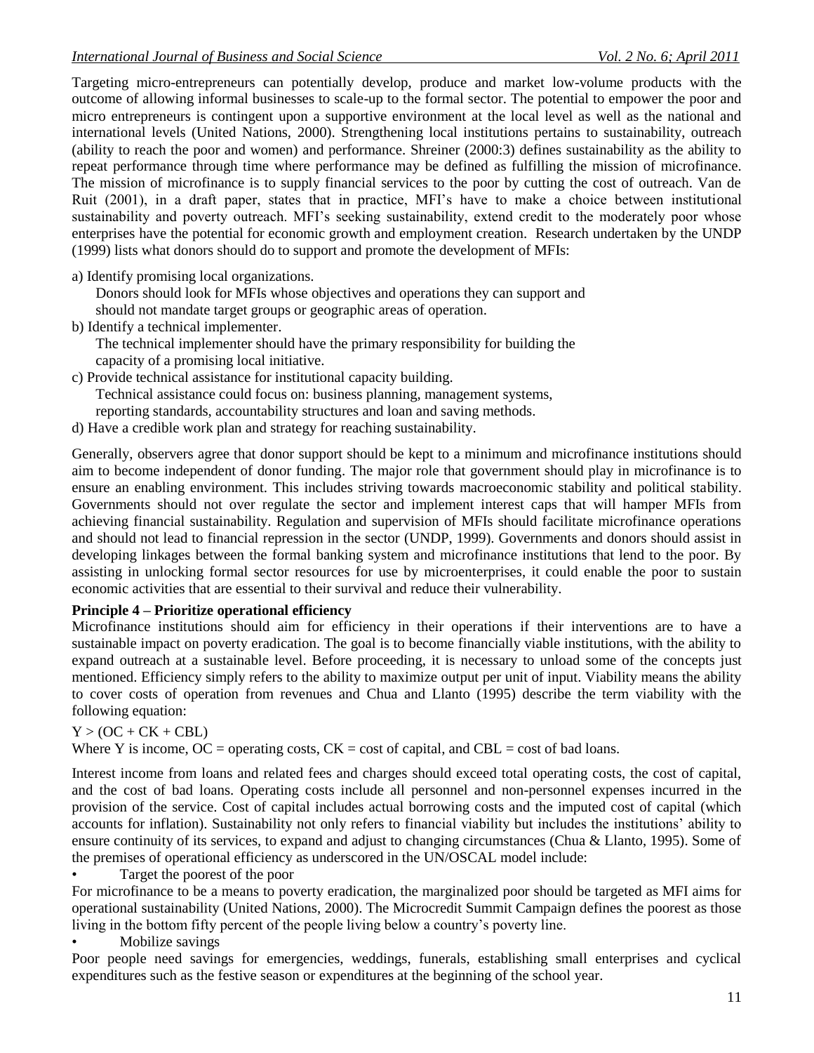Targeting micro-entrepreneurs can potentially develop, produce and market low-volume products with the outcome of allowing informal businesses to scale-up to the formal sector. The potential to empower the poor and micro entrepreneurs is contingent upon a supportive environment at the local level as well as the national and international levels (United Nations, 2000). Strengthening local institutions pertains to sustainability, outreach (ability to reach the poor and women) and performance. Shreiner (2000:3) defines sustainability as the ability to repeat performance through time where performance may be defined as fulfilling the mission of microfinance. The mission of microfinance is to supply financial services to the poor by cutting the cost of outreach. Van de Ruit (2001), in a draft paper, states that in practice, MFI's have to make a choice between institutional sustainability and poverty outreach. MFI's seeking sustainability, extend credit to the moderately poor whose enterprises have the potential for economic growth and employment creation. Research undertaken by the UNDP (1999) lists what donors should do to support and promote the development of MFIs:

a) Identify promising local organizations.
   Donors should look for MFIs whose objectives and operations they can support and should not mandate target groups or geographic areas of operation.
b) Identify a technical implementer.
   The technical implementer should have the primary responsibility for building the capacity of a promising local initiative.
c) Provide technical assistance for institutional capacity building.
   Technical assistance could focus on: business planning, management systems, reporting standards, accountability structures and loan and saving methods.
d) Have a credible work plan and strategy for reaching sustainability.

Generally, observers agree that donor support should be kept to a minimum and microfinance institutions should aim to become independent of donor funding. The major role that government should play in microfinance is to ensure an enabling environment. This includes striving towards macroeconomic stability and political stability. Governments should not over regulate the sector and implement interest caps that will hamper MFIs from achieving financial sustainability. Regulation and supervision of MFIs should facilitate microfinance operations and should not lead to financial repression in the sector (UNDP, 1999). Governments and donors should assist in developing linkages between the formal banking system and microfinance institutions that lend to the poor. By assisting in unlocking formal sector resources for use by microenterprises, it could enable the poor to sustain economic activities that are essential to their survival and reduce their vulnerability.

**Principle 4 – Prioritize operational efficiency**

Microfinance institutions should aim for efficiency in their operations if their interventions are to have a sustainable impact on poverty eradication. The goal is to become financially viable institutions, with the ability to expand outreach at a sustainable level. Before proceeding, it is necessary to unload some of the concepts just mentioned. Efficiency simply refers to the ability to maximize output per unit of input. Viability means the ability to cover costs of operation from revenues and Chua and Llanto (1995) describe the term viability with the following equation:

$$Y > (OC + CK + CBL)$$

Where Y is income, OC = operating costs, CK = cost of capital, and CBL = cost of bad loans.

Interest income from loans and related fees and charges should exceed total operating costs, the cost of capital, and the cost of bad loans. Operating costs include all personnel and non-personnel expenses incurred in the provision of the service. Cost of capital includes actual borrowing costs and the imputed cost of capital (which accounts for inflation). Sustainability not only refers to financial viability but includes the institutions' ability to ensure continuity of its services, to expand and adjust to changing circumstances (Chua & Llanto, 1995). Some of the premises of operational efficiency as underscored in the UN/OSCAL model include:

- Target the poorest of the poor

For microfinance to be a means to poverty eradication, the marginalized poor should be targeted as MFI aims for operational sustainability (United Nations, 2000). The Microcredit Summit Campaign defines the poorest as those living in the bottom fifty percent of the people living below a country's poverty line.

- Mobilize savings

Poor people need savings for emergencies, weddings, funerals, establishing small enterprises and cyclical expenditures such as the festive season or expenditures at the beginning of the school year.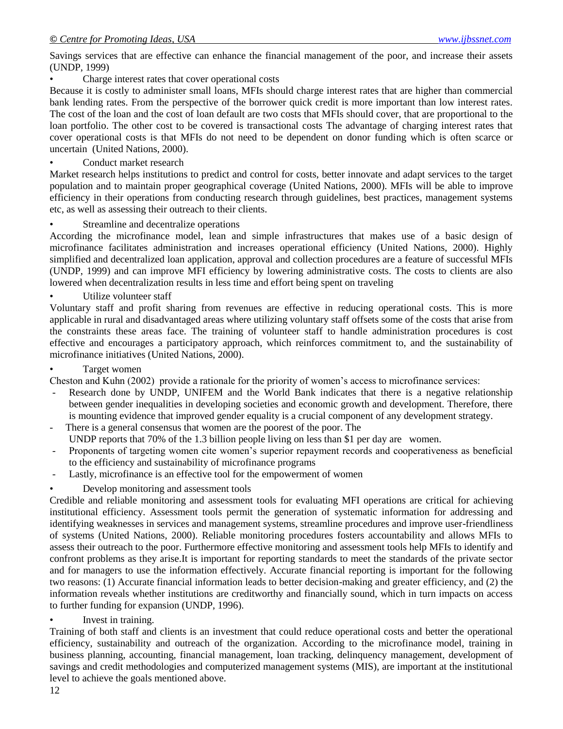Savings services that are effective can enhance the financial management of the poor, and increase their assets (UNDP, 1999)

- Charge interest rates that cover operational costs

Because it is costly to administer small loans, MFIs should charge interest rates that are higher than commercial bank lending rates. From the perspective of the borrower quick credit is more important than low interest rates. The cost of the loan and the cost of loan default are two costs that MFIs should cover, that are proportional to the loan portfolio. The other cost to be covered is transactional costs The advantage of charging interest rates that cover operational costs is that MFIs do not need to be dependent on donor funding which is often scarce or uncertain (United Nations, 2000).

- Conduct market research

Market research helps institutions to predict and control for costs, better innovate and adapt services to the target population and to maintain proper geographical coverage (United Nations, 2000). MFIs will be able to improve efficiency in their operations from conducting research through guidelines, best practices, management systems etc, as well as assessing their outreach to their clients.

- Streamline and decentralize operations

According the microfinance model, lean and simple infrastructures that makes use of a basic design of microfinance facilitates administration and increases operational efficiency (United Nations, 2000). Highly simplified and decentralized loan application, approval and collection procedures are a feature of successful MFIs (UNDP, 1999) and can improve MFI efficiency by lowering administrative costs. The costs to clients are also lowered when decentralization results in less time and effort being spent on traveling

- Utilize volunteer staff

Voluntary staff and profit sharing from revenues are effective in reducing operational costs. This is more applicable in rural and disadvantaged areas where utilizing voluntary staff offsets some of the costs that arise from the constraints these areas face. The training of volunteer staff to handle administration procedures is cost effective and encourages a participatory approach, which reinforces commitment to, and the sustainability of microfinance initiatives (United Nations, 2000).

- Target women

Cheston and Kuhn (2002) provide a rationale for the priority of women's access to microfinance services:

- Research done by UNDP, UNIFEM and the World Bank indicates that there is a negative relationship between gender inequalities in developing societies and economic growth and development. Therefore, there is mounting evidence that improved gender equality is a crucial component of any development strategy.
- There is a general consensus that women are the poorest of the poor. The UNDP reports that 70% of the 1.3 billion people living on less than \$1 per day are women.
- Proponents of targeting women cite women's superior repayment records and cooperativeness as beneficial to the efficiency and sustainability of microfinance programs
- Lastly, microfinance is an effective tool for the empowerment of women

- Develop monitoring and assessment tools

Credible and reliable monitoring and assessment tools for evaluating MFI operations are critical for achieving institutional efficiency. Assessment tools permit the generation of systematic information for addressing and identifying weaknesses in services and management systems, streamline procedures and improve user-friendliness of systems (United Nations, 2000). Reliable monitoring procedures fosters accountability and allows MFIs to assess their outreach to the poor. Furthermore effective monitoring and assessment tools help MFIs to identify and confront problems as they arise.It is important for reporting standards to meet the standards of the private sector and for managers to use the information effectively. Accurate financial reporting is important for the following two reasons: (1) Accurate financial information leads to better decision-making and greater efficiency, and (2) the information reveals whether institutions are creditworthy and financially sound, which in turn impacts on access to further funding for expansion (UNDP, 1996).

- Invest in training.

Training of both staff and clients is an investment that could reduce operational costs and better the operational efficiency, sustainability and outreach of the organization. According to the microfinance model, training in business planning, accounting, financial management, loan tracking, delinquency management, development of savings and credit methodologies and computerized management systems (MIS), are important at the institutional level to achieve the goals mentioned above.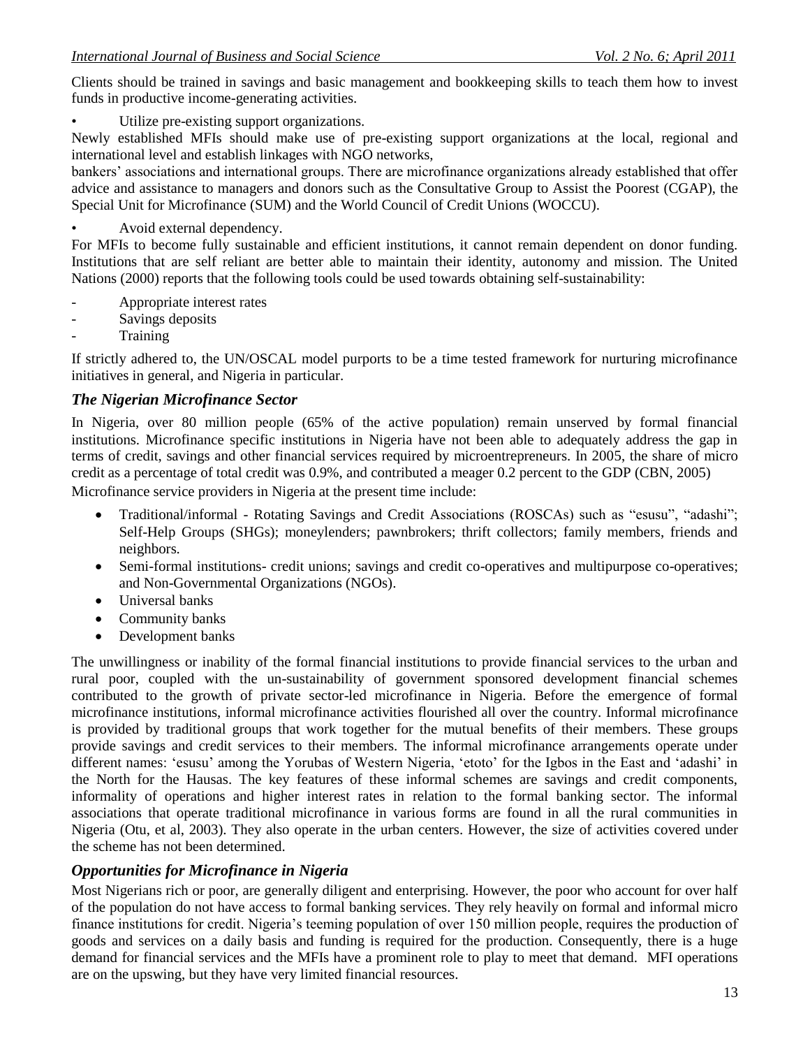Clients should be trained in savings and basic management and bookkeeping skills to teach them how to invest funds in productive income-generating activities.

- Utilize pre-existing support organizations.

Newly established MFIs should make use of pre-existing support organizations at the local, regional and international level and establish linkages with NGO networks,

bankers' associations and international groups. There are microfinance organizations already established that offer advice and assistance to managers and donors such as the Consultative Group to Assist the Poorest (CGAP), the Special Unit for Microfinance (SUM) and the World Council of Credit Unions (WOCCU).

- Avoid external dependency.

For MFIs to become fully sustainable and efficient institutions, it cannot remain dependent on donor funding. Institutions that are self reliant are better able to maintain their identity, autonomy and mission. The United Nations (2000) reports that the following tools could be used towards obtaining self-sustainability:

- Appropriate interest rates
- Savings deposits
- Training

If strictly adhered to, the UN/OSCAL model purports to be a time tested framework for nurturing microfinance initiatives in general, and Nigeria in particular.

### *The Nigerian Microfinance Sector*

In Nigeria, over 80 million people (65% of the active population) remain unserved by formal financial institutions. Microfinance specific institutions in Nigeria have not been able to adequately address the gap in terms of credit, savings and other financial services required by microentrepreneurs. In 2005, the share of micro credit as a percentage of total credit was 0.9%, and contributed a meager 0.2 percent to the GDP (CBN, 2005)

Microfinance service providers in Nigeria at the present time include:

- Traditional/informal - Rotating Savings and Credit Associations (ROSCAs) such as "esusu", "adashi"; Self-Help Groups (SHGs); moneylenders; pawnbrokers; thrift collectors; family members, friends and neighbors.
- Semi-formal institutions- credit unions; savings and credit co-operatives and multipurpose co-operatives; and Non-Governmental Organizations (NGOs).
- Universal banks
- Community banks
- Development banks

The unwillingness or inability of the formal financial institutions to provide financial services to the urban and rural poor, coupled with the un-sustainability of government sponsored development financial schemes contributed to the growth of private sector-led microfinance in Nigeria. Before the emergence of formal microfinance institutions, informal microfinance activities flourished all over the country. Informal microfinance is provided by traditional groups that work together for the mutual benefits of their members. These groups provide savings and credit services to their members. The informal microfinance arrangements operate under different names: 'esusu' among the Yorubas of Western Nigeria, 'etoto' for the Igbos in the East and 'adashi' in the North for the Hausas. The key features of these informal schemes are savings and credit components, informality of operations and higher interest rates in relation to the formal banking sector. The informal associations that operate traditional microfinance in various forms are found in all the rural communities in Nigeria (Otu, et al, 2003). They also operate in the urban centers. However, the size of activities covered under the scheme has not been determined.

### *Opportunities for Microfinance in Nigeria*

Most Nigerians rich or poor, are generally diligent and enterprising. However, the poor who account for over half of the population do not have access to formal banking services. They rely heavily on formal and informal micro finance institutions for credit. Nigeria's teeming population of over 150 million people, requires the production of goods and services on a daily basis and funding is required for the production. Consequently, there is a huge demand for financial services and the MFIs have a prominent role to play to meet that demand. MFI operations are on the upswing, but they have very limited financial resources.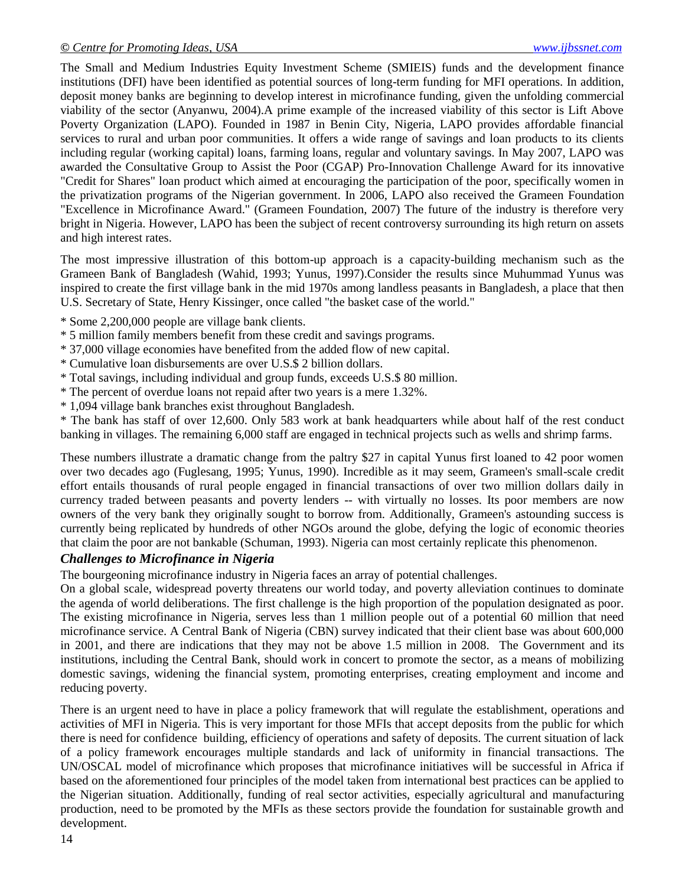The Small and Medium Industries Equity Investment Scheme (SMIEIS) funds and the development finance institutions (DFI) have been identified as potential sources of long-term funding for MFI operations. In addition, deposit money banks are beginning to develop interest in microfinance funding, given the unfolding commercial viability of the sector (Anyanwu, 2004).A prime example of the increased viability of this sector is Lift Above Poverty Organization (LAPO). Founded in 1987 in Benin City, Nigeria, LAPO provides affordable financial services to rural and urban poor communities. It offers a wide range of savings and loan products to its clients including regular (working capital) loans, farming loans, regular and voluntary savings. In May 2007, LAPO was awarded the Consultative Group to Assist the Poor (CGAP) Pro-Innovation Challenge Award for its innovative "Credit for Shares" loan product which aimed at encouraging the participation of the poor, specifically women in the privatization programs of the Nigerian government. In 2006, LAPO also received the Grameen Foundation "Excellence in Microfinance Award." (Grameen Foundation, 2007) The future of the industry is therefore very bright in Nigeria. However, LAPO has been the subject of recent controversy surrounding its high return on assets and high interest rates.

The most impressive illustration of this bottom-up approach is a capacity-building mechanism such as the Grameen Bank of Bangladesh (Wahid, 1993; Yunus, 1997).Consider the results since Muhummad Yunus was inspired to create the first village bank in the mid 1970s among landless peasants in Bangladesh, a place that then U.S. Secretary of State, Henry Kissinger, once called "the basket case of the world."

* Some 2,200,000 people are village bank clients.
* 5 million family members benefit from these credit and savings programs.
* 37,000 village economies have benefited from the added flow of new capital.
* Cumulative loan disbursements are over U.S.$ 2 billion dollars.
* Total savings, including individual and group funds, exceeds U.S.$ 80 million.
* The percent of overdue loans not repaid after two years is a mere 1.32%.
* 1,094 village bank branches exist throughout Bangladesh.
* The bank has staff of over 12,600. Only 583 work at bank headquarters while about half of the rest conduct banking in villages. The remaining 6,000 staff are engaged in technical projects such as wells and shrimp farms.

These numbers illustrate a dramatic change from the paltry $27 in capital Yunus first loaned to 42 poor women over two decades ago (Fuglesang, 1995; Yunus, 1990). Incredible as it may seem, Grameen's small-scale credit effort entails thousands of rural people engaged in financial transactions of over two million dollars daily in currency traded between peasants and poverty lenders -- with virtually no losses. Its poor members are now owners of the very bank they originally sought to borrow from. Additionally, Grameen's astounding success is currently being replicated by hundreds of other NGOs around the globe, defying the logic of economic theories that claim the poor are not bankable (Schuman, 1993). Nigeria can most certainly replicate this phenomenon.

### *Challenges to Microfinance in Nigeria*

The bourgeoning microfinance industry in Nigeria faces an array of potential challenges.

On a global scale, widespread poverty threatens our world today, and poverty alleviation continues to dominate the agenda of world deliberations. The first challenge is the high proportion of the population designated as poor. The existing microfinance in Nigeria, serves less than 1 million people out of a potential 60 million that need microfinance service. A Central Bank of Nigeria (CBN) survey indicated that their client base was about 600,000 in 2001, and there are indications that they may not be above 1.5 million in 2008. The Government and its institutions, including the Central Bank, should work in concert to promote the sector, as a means of mobilizing domestic savings, widening the financial system, promoting enterprises, creating employment and income and reducing poverty.

There is an urgent need to have in place a policy framework that will regulate the establishment, operations and activities of MFI in Nigeria. This is very important for those MFIs that accept deposits from the public for which there is need for confidence building, efficiency of operations and safety of deposits. The current situation of lack of a policy framework encourages multiple standards and lack of uniformity in financial transactions. The UN/OSCAL model of microfinance which proposes that microfinance initiatives will be successful in Africa if based on the aforementioned four principles of the model taken from international best practices can be applied to the Nigerian situation. Additionally, funding of real sector activities, especially agricultural and manufacturing production, need to be promoted by the MFIs as these sectors provide the foundation for sustainable growth and development.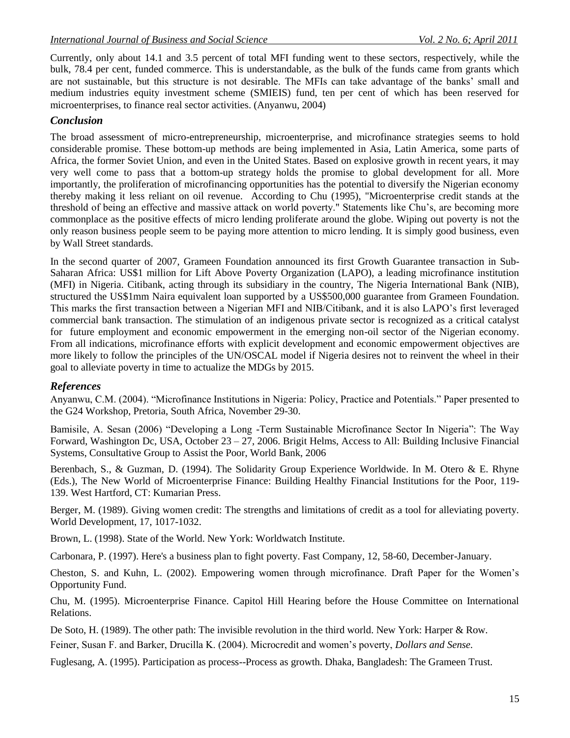Currently, only about 14.1 and 3.5 percent of total MFI funding went to these sectors, respectively, while the bulk, 78.4 per cent, funded commerce. This is understandable, as the bulk of the funds came from grants which are not sustainable, but this structure is not desirable. The MFIs can take advantage of the banks' small and medium industries equity investment scheme (SMIEIS) fund, ten per cent of which has been reserved for microenterprises, to finance real sector activities. (Anyanwu, 2004)

## *Conclusion*

The broad assessment of micro-entrepreneurship, microenterprise, and microfinance strategies seems to hold considerable promise. These bottom-up methods are being implemented in Asia, Latin America, some parts of Africa, the former Soviet Union, and even in the United States. Based on explosive growth in recent years, it may very well come to pass that a bottom-up strategy holds the promise to global development for all. More importantly, the proliferation of microfinancing opportunities has the potential to diversify the Nigerian economy thereby making it less reliant on oil revenue. According to Chu (1995), "Microenterprise credit stands at the threshold of being an effective and massive attack on world poverty." Statements like Chu's, are becoming more commonplace as the positive effects of micro lending proliferate around the globe. Wiping out poverty is not the only reason business people seem to be paying more attention to micro lending. It is simply good business, even by Wall Street standards.

In the second quarter of 2007, Grameen Foundation announced its first Growth Guarantee transaction in Sub-Saharan Africa: US$1 million for Lift Above Poverty Organization (LAPO), a leading microfinance institution (MFI) in Nigeria. Citibank, acting through its subsidiary in the country, The Nigeria International Bank (NIB), structured the US$1mm Naira equivalent loan supported by a US$500,000 guarantee from Grameen Foundation. This marks the first transaction between a Nigerian MFI and NIB/Citibank, and it is also LAPO's first leveraged commercial bank transaction. The stimulation of an indigenous private sector is recognized as a critical catalyst for future employment and economic empowerment in the emerging non-oil sector of the Nigerian economy. From all indications, microfinance efforts with explicit development and economic empowerment objectives are more likely to follow the principles of the UN/OSCAL model if Nigeria desires not to reinvent the wheel in their goal to alleviate poverty in time to actualize the MDGs by 2015.

## *References*

Anyanwu, C.M. (2004). "Microfinance Institutions in Nigeria: Policy, Practice and Potentials." Paper presented to the G24 Workshop, Pretoria, South Africa, November 29-30.

Bamisile, A. Sesan (2006) "Developing a Long -Term Sustainable Microfinance Sector In Nigeria": The Way Forward, Washington Dc, USA, October 23 – 27, 2006. Brigit Helms, Access to All: Building Inclusive Financial Systems, Consultative Group to Assist the Poor, World Bank, 2006

Berenbach, S., & Guzman, D. (1994). The Solidarity Group Experience Worldwide. In M. Otero & E. Rhyne (Eds.), The New World of Microenterprise Finance: Building Healthy Financial Institutions for the Poor, 119-139. West Hartford, CT: Kumarian Press.

Berger, M. (1989). Giving women credit: The strengths and limitations of credit as a tool for alleviating poverty. World Development, 17, 1017-1032.

Brown, L. (1998). State of the World. New York: Worldwatch Institute.

Carbonara, P. (1997). Here's a business plan to fight poverty. Fast Company, 12, 58-60, December-January.

Cheston, S. and Kuhn, L. (2002). Empowering women through microfinance. Draft Paper for the Women's Opportunity Fund.

Chu, M. (1995). Microenterprise Finance. Capitol Hill Hearing before the House Committee on International Relations.

De Soto, H. (1989). The other path: The invisible revolution in the third world. New York: Harper & Row.

Feiner, Susan F. and Barker, Drucilla K. (2004). Microcredit and women's poverty, *Dollars and Sense.*

Fuglesang, A. (1995). Participation as process--Process as growth. Dhaka, Bangladesh: The Grameen Trust.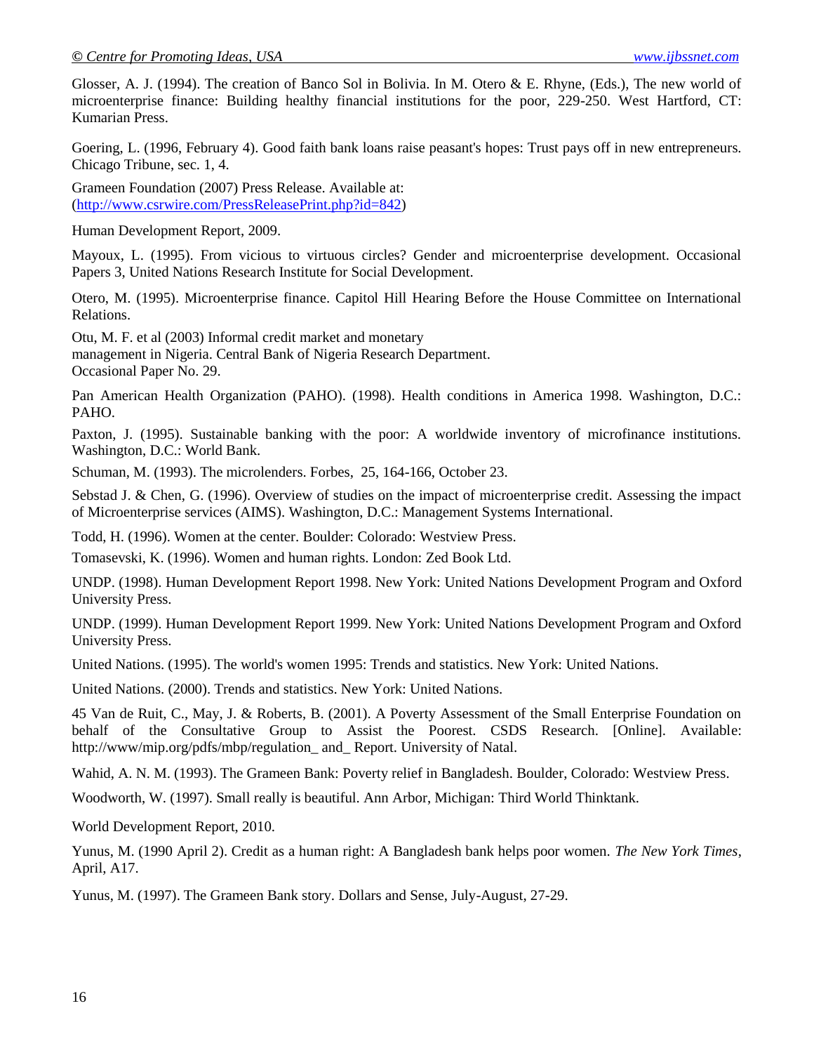Glosser, A. J. (1994). The creation of Banco Sol in Bolivia. In M. Otero & E. Rhyne, (Eds.), The new world of microenterprise finance: Building healthy financial institutions for the poor, 229-250. West Hartford, CT: Kumarian Press.

Goering, L. (1996, February 4). Good faith bank loans raise peasant's hopes: Trust pays off in new entrepreneurs. Chicago Tribune, sec. 1, 4.

Grameen Foundation (2007) Press Release. Available at: (http://www.csrwire.com/PressReleasePrint.php?id=842)

Human Development Report, 2009.

Mayoux, L. (1995). From vicious to virtuous circles? Gender and microenterprise development. Occasional Papers 3, United Nations Research Institute for Social Development.

Otero, M. (1995). Microenterprise finance. Capitol Hill Hearing Before the House Committee on International Relations.

Otu, M. F. et al (2003) Informal credit market and monetary management in Nigeria. Central Bank of Nigeria Research Department. Occasional Paper No. 29.

Pan American Health Organization (PAHO). (1998). Health conditions in America 1998. Washington, D.C.: PAHO.

Paxton, J. (1995). Sustainable banking with the poor: A worldwide inventory of microfinance institutions. Washington, D.C.: World Bank.

Schuman, M. (1993). The microlenders. Forbes, 25, 164-166, October 23.

Sebstad J. & Chen, G. (1996). Overview of studies on the impact of microenterprise credit. Assessing the impact of Microenterprise services (AIMS). Washington, D.C.: Management Systems International.

Todd, H. (1996). Women at the center. Boulder: Colorado: Westview Press.

Tomasevski, K. (1996). Women and human rights. London: Zed Book Ltd.

UNDP. (1998). Human Development Report 1998. New York: United Nations Development Program and Oxford University Press.

UNDP. (1999). Human Development Report 1999. New York: United Nations Development Program and Oxford University Press.

United Nations. (1995). The world's women 1995: Trends and statistics. New York: United Nations.

United Nations. (2000). Trends and statistics. New York: United Nations.

45 Van de Ruit, C., May, J. & Roberts, B. (2001). A Poverty Assessment of the Small Enterprise Foundation on behalf of the Consultative Group to Assist the Poorest. CSDS Research. [Online]. Available: http://www/mip.org/pdfs/mbp/regulation_ and_ Report. University of Natal.

Wahid, A. N. M. (1993). The Grameen Bank: Poverty relief in Bangladesh. Boulder, Colorado: Westview Press.

Woodworth, W. (1997). Small really is beautiful. Ann Arbor, Michigan: Third World Thinktank.

World Development Report, 2010.

Yunus, M. (1990 April 2). Credit as a human right: A Bangladesh bank helps poor women. *The New York Times*, April, A17.

Yunus, M. (1997). The Grameen Bank story. Dollars and Sense, July-August, 27-29.